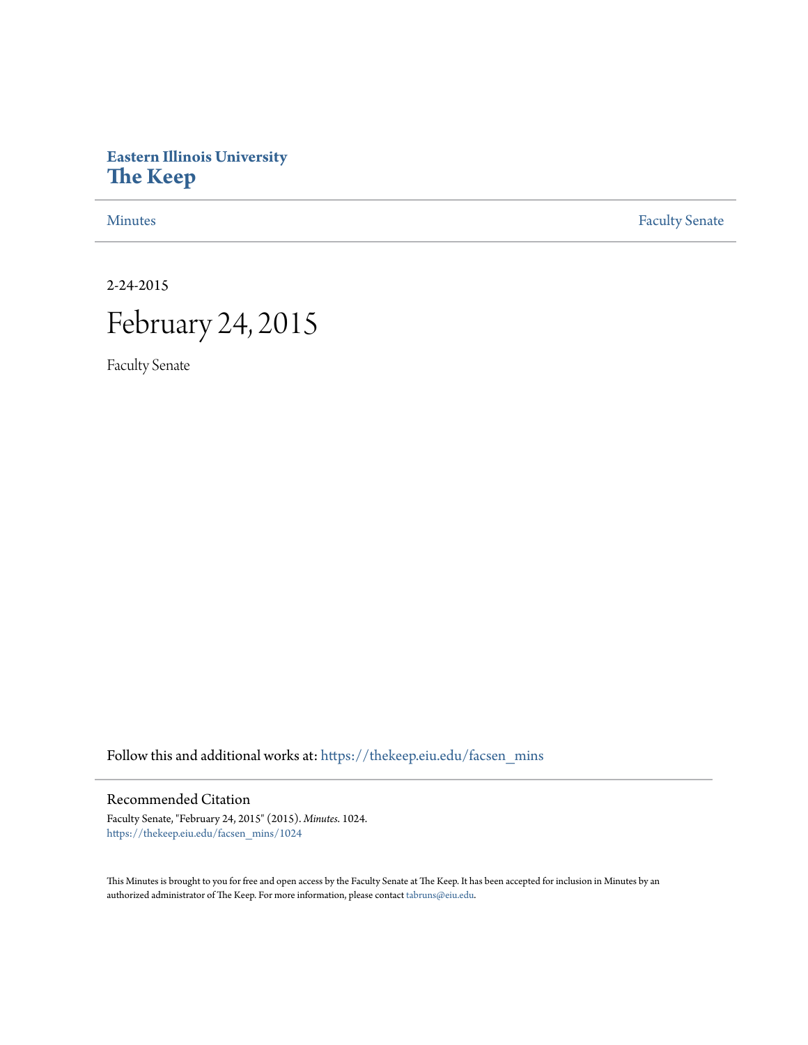**Eastern Illinois University**
# The Keep

Minutes | Faculty Senate

2-24-2015

# February 24, 2015

Faculty Senate

Follow this and additional works at: https://thekeep.eiu.edu/facsen_mins

## Recommended Citation

Faculty Senate, "February 24, 2015" (2015). *Minutes*. 1024.
https://thekeep.eiu.edu/facsen_mins/1024

This Minutes is brought to you for free and open access by the Faculty Senate at The Keep. It has been accepted for inclusion in Minutes by an authorized administrator of The Keep. For more information, please contact tabruns@eiu.edu.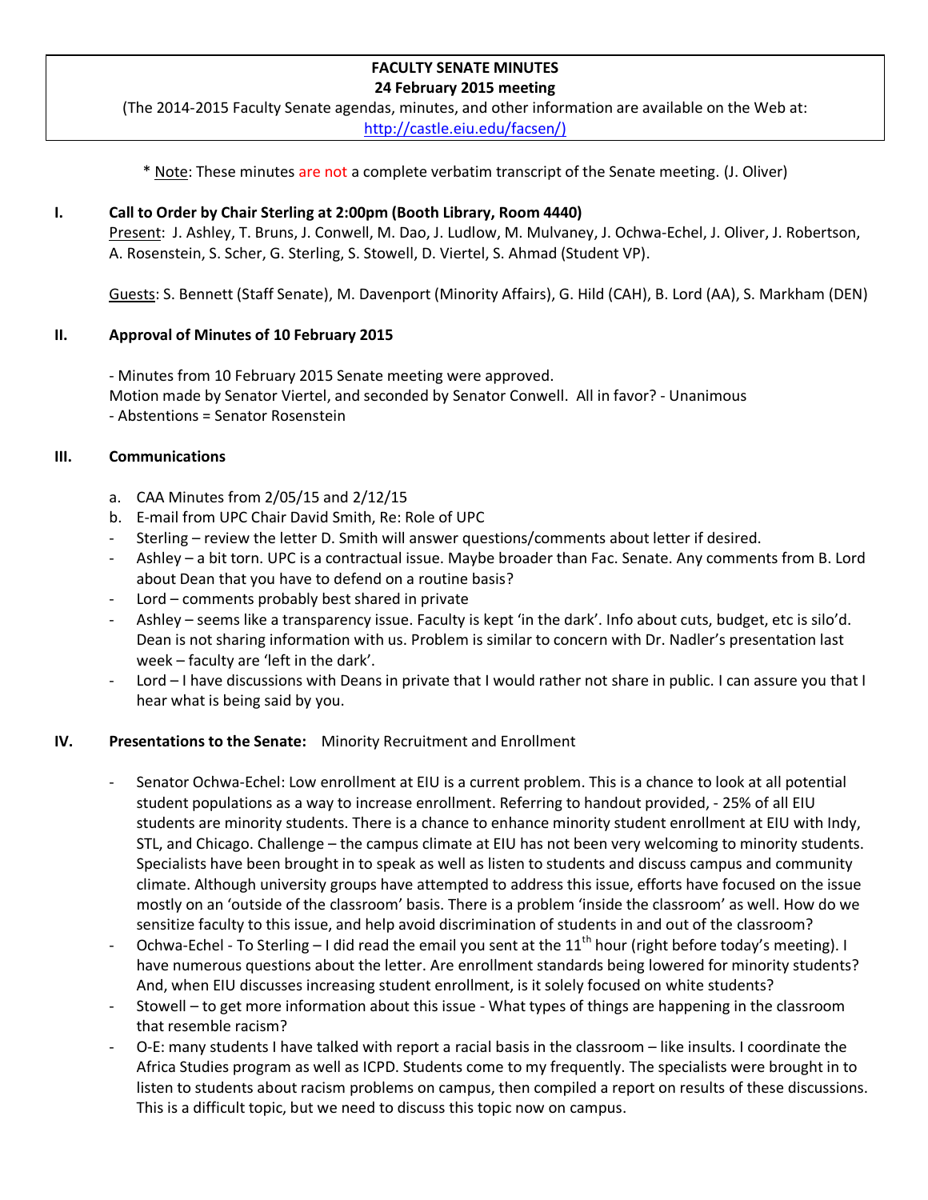**FACULTY SENATE MINUTES**
**24 February 2015 meeting**

(The 2014-2015 Faculty Senate agendas, minutes, and other information are available on the Web at: http://castle.eiu.edu/facsen/)

\* Note: These minutes are not a complete verbatim transcript of the Senate meeting. (J. Oliver)

## I. Call to Order by Chair Sterling at 2:00pm (Booth Library, Room 4440)

Present: J. Ashley, T. Bruns, J. Conwell, M. Dao, J. Ludlow, M. Mulvaney, J. Ochwa-Echel, J. Oliver, J. Robertson, A. Rosenstein, S. Scher, G. Sterling, S. Stowell, D. Viertel, S. Ahmad (Student VP).

Guests: S. Bennett (Staff Senate), M. Davenport (Minority Affairs), G. Hild (CAH), B. Lord (AA), S. Markham (DEN)

## II. Approval of Minutes of 10 February 2015

- Minutes from 10 February 2015 Senate meeting were approved.
Motion made by Senator Viertel, and seconded by Senator Conwell. All in favor? - Unanimous
- Abstentions = Senator Rosenstein

## III. Communications

a. CAA Minutes from 2/05/15 and 2/12/15
b. E-mail from UPC Chair David Smith, Re: Role of UPC

- Sterling – review the letter D. Smith will answer questions/comments about letter if desired.
- Ashley – a bit torn. UPC is a contractual issue. Maybe broader than Fac. Senate. Any comments from B. Lord about Dean that you have to defend on a routine basis?
- Lord – comments probably best shared in private
- Ashley – seems like a transparency issue. Faculty is kept 'in the dark'. Info about cuts, budget, etc is silo'd. Dean is not sharing information with us. Problem is similar to concern with Dr. Nadler's presentation last week – faculty are 'left in the dark'.
- Lord – I have discussions with Deans in private that I would rather not share in public. I can assure you that I hear what is being said by you.

## IV. Presentations to the Senate: Minority Recruitment and Enrollment

- Senator Ochwa-Echel: Low enrollment at EIU is a current problem. This is a chance to look at all potential student populations as a way to increase enrollment. Referring to handout provided, - 25% of all EIU students are minority students. There is a chance to enhance minority student enrollment at EIU with Indy, STL, and Chicago. Challenge – the campus climate at EIU has not been very welcoming to minority students. Specialists have been brought in to speak as well as listen to students and discuss campus and community climate. Although university groups have attempted to address this issue, efforts have focused on the issue mostly on an 'outside of the classroom' basis. There is a problem 'inside the classroom' as well. How do we sensitize faculty to this issue, and help avoid discrimination of students in and out of the classroom?
- Ochwa-Echel - To Sterling – I did read the email you sent at the 11th hour (right before today's meeting). I have numerous questions about the letter. Are enrollment standards being lowered for minority students? And, when EIU discusses increasing student enrollment, is it solely focused on white students?
- Stowell – to get more information about this issue - What types of things are happening in the classroom that resemble racism?
- O-E: many students I have talked with report a racial basis in the classroom – like insults. I coordinate the Africa Studies program as well as ICPD. Students come to my frequently. The specialists were brought in to listen to students about racism problems on campus, then compiled a report on results of these discussions. This is a difficult topic, but we need to discuss this topic now on campus.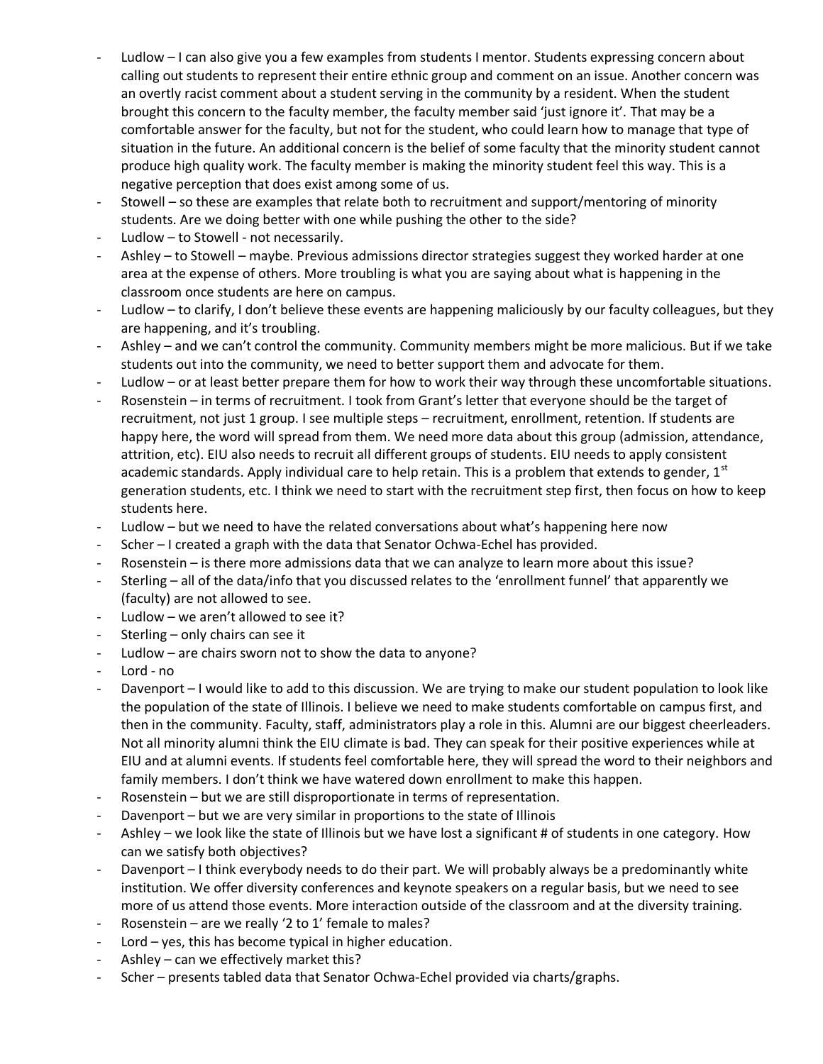- Ludlow – I can also give you a few examples from students I mentor. Students expressing concern about calling out students to represent their entire ethnic group and comment on an issue. Another concern was an overtly racist comment about a student serving in the community by a resident. When the student brought this concern to the faculty member, the faculty member said 'just ignore it'. That may be a comfortable answer for the faculty, but not for the student, who could learn how to manage that type of situation in the future. An additional concern is the belief of some faculty that the minority student cannot produce high quality work. The faculty member is making the minority student feel this way. This is a negative perception that does exist among some of us.
- Stowell – so these are examples that relate both to recruitment and support/mentoring of minority students. Are we doing better with one while pushing the other to the side?
- Ludlow – to Stowell - not necessarily.
- Ashley – to Stowell – maybe. Previous admissions director strategies suggest they worked harder at one area at the expense of others. More troubling is what you are saying about what is happening in the classroom once students are here on campus.
- Ludlow – to clarify, I don't believe these events are happening maliciously by our faculty colleagues, but they are happening, and it's troubling.
- Ashley – and we can't control the community. Community members might be more malicious. But if we take students out into the community, we need to better support them and advocate for them.
- Ludlow – or at least better prepare them for how to work their way through these uncomfortable situations.
- Rosenstein – in terms of recruitment. I took from Grant's letter that everyone should be the target of recruitment, not just 1 group. I see multiple steps – recruitment, enrollment, retention. If students are happy here, the word will spread from them. We need more data about this group (admission, attendance, attrition, etc). EIU also needs to recruit all different groups of students. EIU needs to apply consistent academic standards. Apply individual care to help retain. This is a problem that extends to gender, 1st generation students, etc. I think we need to start with the recruitment step first, then focus on how to keep students here.
- Ludlow – but we need to have the related conversations about what's happening here now
- Scher – I created a graph with the data that Senator Ochwa-Echel has provided.
- Rosenstein – is there more admissions data that we can analyze to learn more about this issue?
- Sterling – all of the data/info that you discussed relates to the 'enrollment funnel' that apparently we (faculty) are not allowed to see.
- Ludlow – we aren't allowed to see it?
- Sterling – only chairs can see it
- Ludlow – are chairs sworn not to show the data to anyone?
- Lord - no
- Davenport – I would like to add to this discussion. We are trying to make our student population to look like the population of the state of Illinois. I believe we need to make students comfortable on campus first, and then in the community. Faculty, staff, administrators play a role in this. Alumni are our biggest cheerleaders. Not all minority alumni think the EIU climate is bad. They can speak for their positive experiences while at EIU and at alumni events. If students feel comfortable here, they will spread the word to their neighbors and family members. I don't think we have watered down enrollment to make this happen.
- Rosenstein – but we are still disproportionate in terms of representation.
- Davenport – but we are very similar in proportions to the state of Illinois
- Ashley – we look like the state of Illinois but we have lost a significant # of students in one category. How can we satisfy both objectives?
- Davenport – I think everybody needs to do their part. We will probably always be a predominantly white institution. We offer diversity conferences and keynote speakers on a regular basis, but we need to see more of us attend those events. More interaction outside of the classroom and at the diversity training.
- Rosenstein – are we really '2 to 1' female to males?
- Lord – yes, this has become typical in higher education.
- Ashley – can we effectively market this?
- Scher – presents tabled data that Senator Ochwa-Echel provided via charts/graphs.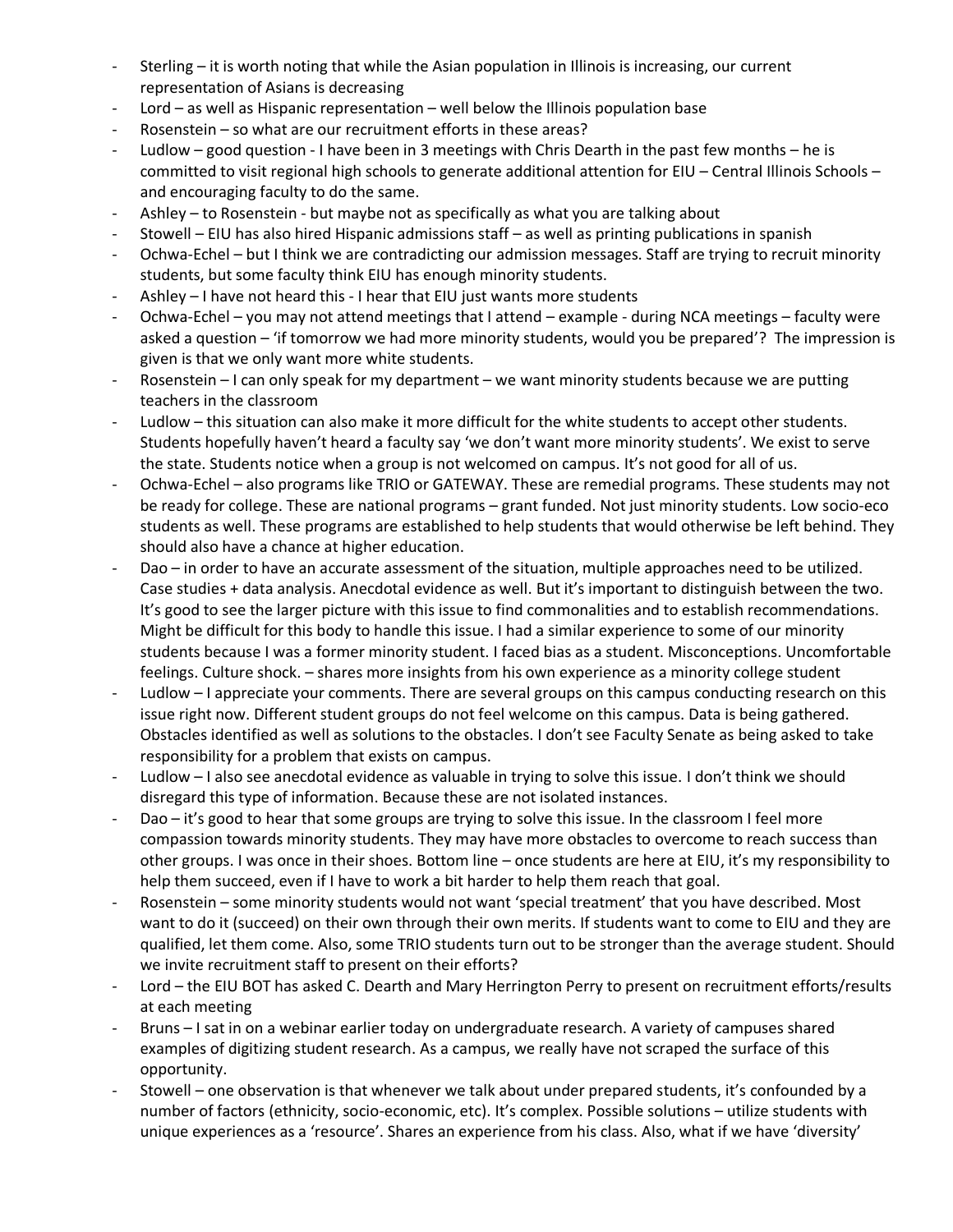- Sterling – it is worth noting that while the Asian population in Illinois is increasing, our current representation of Asians is decreasing
- Lord – as well as Hispanic representation – well below the Illinois population base
- Rosenstein – so what are our recruitment efforts in these areas?
- Ludlow – good question - I have been in 3 meetings with Chris Dearth in the past few months – he is committed to visit regional high schools to generate additional attention for EIU – Central Illinois Schools – and encouraging faculty to do the same.
- Ashley – to Rosenstein - but maybe not as specifically as what you are talking about
- Stowell – EIU has also hired Hispanic admissions staff – as well as printing publications in spanish
- Ochwa-Echel – but I think we are contradicting our admission messages. Staff are trying to recruit minority students, but some faculty think EIU has enough minority students.
- Ashley – I have not heard this - I hear that EIU just wants more students
- Ochwa-Echel – you may not attend meetings that I attend – example - during NCA meetings – faculty were asked a question – 'if tomorrow we had more minority students, would you be prepared'? The impression is given is that we only want more white students.
- Rosenstein – I can only speak for my department – we want minority students because we are putting teachers in the classroom
- Ludlow – this situation can also make it more difficult for the white students to accept other students. Students hopefully haven't heard a faculty say 'we don't want more minority students'. We exist to serve the state. Students notice when a group is not welcomed on campus. It's not good for all of us.
- Ochwa-Echel – also programs like TRIO or GATEWAY. These are remedial programs. These students may not be ready for college. These are national programs – grant funded. Not just minority students. Low socio-eco students as well. These programs are established to help students that would otherwise be left behind. They should also have a chance at higher education.
- Dao – in order to have an accurate assessment of the situation, multiple approaches need to be utilized. Case studies + data analysis. Anecdotal evidence as well. But it's important to distinguish between the two. It's good to see the larger picture with this issue to find commonalities and to establish recommendations. Might be difficult for this body to handle this issue. I had a similar experience to some of our minority students because I was a former minority student. I faced bias as a student. Misconceptions. Uncomfortable feelings. Culture shock. – shares more insights from his own experience as a minority college student
- Ludlow – I appreciate your comments. There are several groups on this campus conducting research on this issue right now. Different student groups do not feel welcome on this campus. Data is being gathered. Obstacles identified as well as solutions to the obstacles. I don't see Faculty Senate as being asked to take responsibility for a problem that exists on campus.
- Ludlow – I also see anecdotal evidence as valuable in trying to solve this issue. I don't think we should disregard this type of information. Because these are not isolated instances.
- Dao – it's good to hear that some groups are trying to solve this issue. In the classroom I feel more compassion towards minority students. They may have more obstacles to overcome to reach success than other groups. I was once in their shoes. Bottom line – once students are here at EIU, it's my responsibility to help them succeed, even if I have to work a bit harder to help them reach that goal.
- Rosenstein – some minority students would not want 'special treatment' that you have described. Most want to do it (succeed) on their own through their own merits. If students want to come to EIU and they are qualified, let them come. Also, some TRIO students turn out to be stronger than the average student. Should we invite recruitment staff to present on their efforts?
- Lord – the EIU BOT has asked C. Dearth and Mary Herrington Perry to present on recruitment efforts/results at each meeting
- Bruns – I sat in on a webinar earlier today on undergraduate research. A variety of campuses shared examples of digitizing student research. As a campus, we really have not scraped the surface of this opportunity.
- Stowell – one observation is that whenever we talk about under prepared students, it's confounded by a number of factors (ethnicity, socio-economic, etc). It's complex. Possible solutions – utilize students with unique experiences as a 'resource'. Shares an experience from his class. Also, what if we have 'diversity'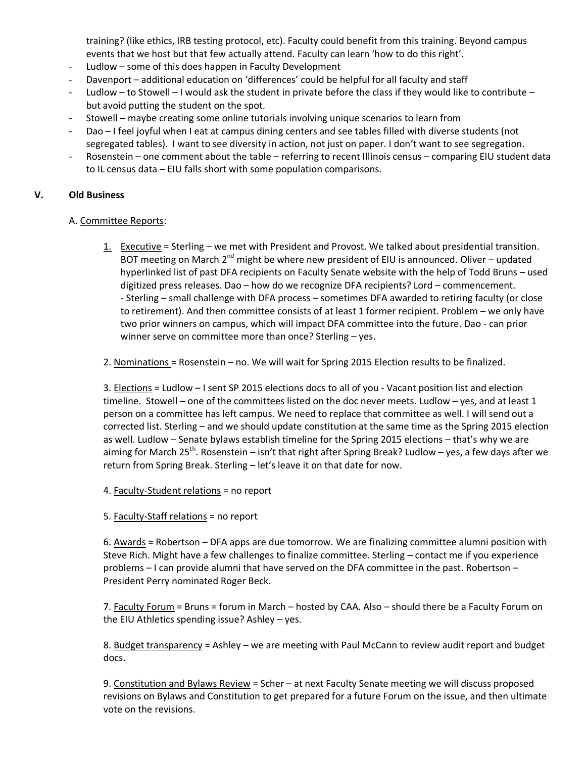training? (like ethics, IRB testing protocol, etc). Faculty could benefit from this training. Beyond campus events that we host but that few actually attend. Faculty can learn 'how to do this right'.

- Ludlow – some of this does happen in Faculty Development
- Davenport – additional education on 'differences' could be helpful for all faculty and staff
- Ludlow – to Stowell – I would ask the student in private before the class if they would like to contribute – but avoid putting the student on the spot.
- Stowell – maybe creating some online tutorials involving unique scenarios to learn from
- Dao – I feel joyful when I eat at campus dining centers and see tables filled with diverse students (not segregated tables). I want to see diversity in action, not just on paper. I don't want to see segregation.
- Rosenstein – one comment about the table – referring to recent Illinois census – comparing EIU student data to IL census data – EIU falls short with some population comparisons.

## V. Old Business

A. Committee Reports:

1. Executive = Sterling – we met with President and Provost. We talked about presidential transition. BOT meeting on March 2nd might be where new president of EIU is announced. Oliver – updated hyperlinked list of past DFA recipients on Faculty Senate website with the help of Todd Bruns – used digitized press releases. Dao – how do we recognize DFA recipients? Lord – commencement.
   - Sterling – small challenge with DFA process – sometimes DFA awarded to retiring faculty (or close to retirement). And then committee consists of at least 1 former recipient. Problem – we only have two prior winners on campus, which will impact DFA committee into the future. Dao - can prior winner serve on committee more than once? Sterling – yes.

2. Nominations = Rosenstein – no. We will wait for Spring 2015 Election results to be finalized.

3. Elections = Ludlow – I sent SP 2015 elections docs to all of you - Vacant position list and election timeline. Stowell – one of the committees listed on the doc never meets. Ludlow – yes, and at least 1 person on a committee has left campus. We need to replace that committee as well. I will send out a corrected list. Sterling – and we should update constitution at the same time as the Spring 2015 election as well. Ludlow – Senate bylaws establish timeline for the Spring 2015 elections – that's why we are aiming for March 25th. Rosenstein – isn't that right after Spring Break? Ludlow – yes, a few days after we return from Spring Break. Sterling – let's leave it on that date for now.

4. Faculty-Student relations = no report

5. Faculty-Staff relations = no report

6. Awards = Robertson – DFA apps are due tomorrow. We are finalizing committee alumni position with Steve Rich. Might have a few challenges to finalize committee. Sterling – contact me if you experience problems – I can provide alumni that have served on the DFA committee in the past. Robertson – President Perry nominated Roger Beck.

7. Faculty Forum = Bruns = forum in March – hosted by CAA. Also – should there be a Faculty Forum on the EIU Athletics spending issue? Ashley – yes.

8. Budget transparency = Ashley – we are meeting with Paul McCann to review audit report and budget docs.

9. Constitution and Bylaws Review = Scher – at next Faculty Senate meeting we will discuss proposed revisions on Bylaws and Constitution to get prepared for a future Forum on the issue, and then ultimate vote on the revisions.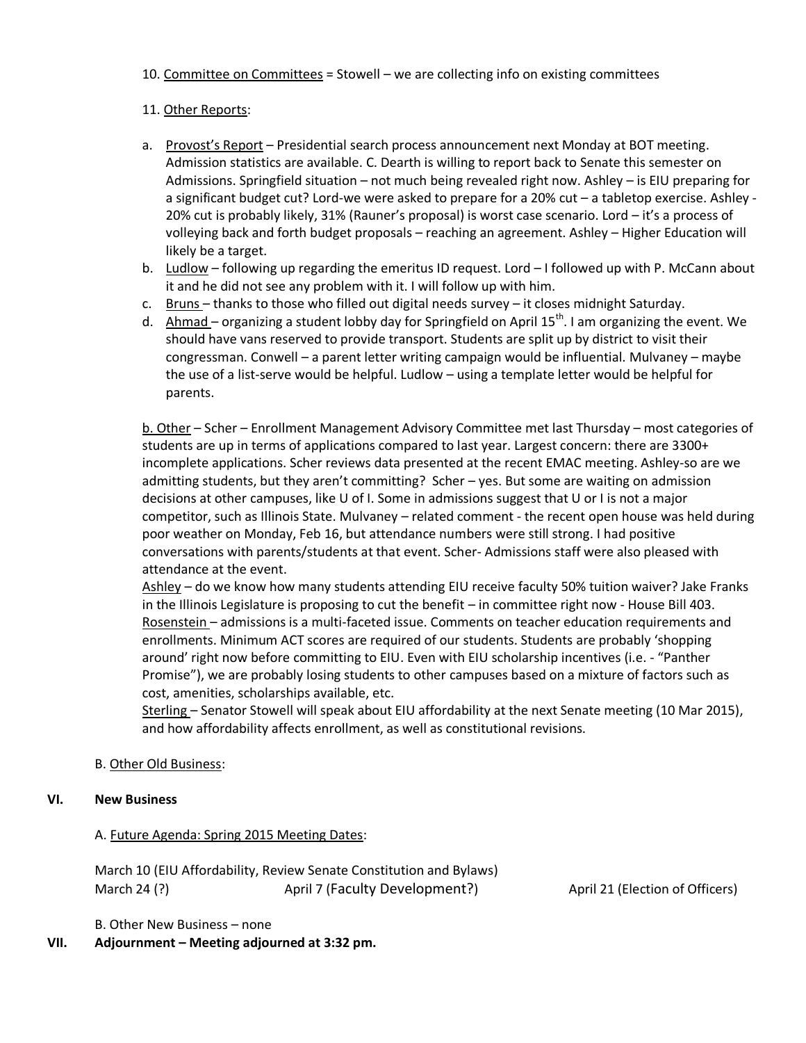10. Committee on Committees = Stowell – we are collecting info on existing committees

11. Other Reports:

a. Provost's Report – Presidential search process announcement next Monday at BOT meeting. Admission statistics are available. C. Dearth is willing to report back to Senate this semester on Admissions. Springfield situation – not much being revealed right now. Ashley – is EIU preparing for a significant budget cut? Lord-we were asked to prepare for a 20% cut – a tabletop exercise. Ashley - 20% cut is probably likely, 31% (Rauner's proposal) is worst case scenario. Lord – it's a process of volleying back and forth budget proposals – reaching an agreement. Ashley – Higher Education will likely be a target.
b. Ludlow – following up regarding the emeritus ID request. Lord – I followed up with P. McCann about it and he did not see any problem with it. I will follow up with him.
c. Bruns – thanks to those who filled out digital needs survey – it closes midnight Saturday.
d. Ahmad – organizing a student lobby day for Springfield on April 15th. I am organizing the event. We should have vans reserved to provide transport. Students are split up by district to visit their congressman. Conwell – a parent letter writing campaign would be influential. Mulvaney – maybe the use of a list-serve would be helpful. Ludlow – using a template letter would be helpful for parents.

b. Other – Scher – Enrollment Management Advisory Committee met last Thursday – most categories of students are up in terms of applications compared to last year. Largest concern: there are 3300+ incomplete applications. Scher reviews data presented at the recent EMAC meeting. Ashley-so are we admitting students, but they aren't committing? Scher – yes. But some are waiting on admission decisions at other campuses, like U of I. Some in admissions suggest that U or I is not a major competitor, such as Illinois State. Mulvaney – related comment - the recent open house was held during poor weather on Monday, Feb 16, but attendance numbers were still strong. I had positive conversations with parents/students at that event. Scher- Admissions staff were also pleased with attendance at the event.
Ashley – do we know how many students attending EIU receive faculty 50% tuition waiver? Jake Franks in the Illinois Legislature is proposing to cut the benefit – in committee right now - House Bill 403.
Rosenstein – admissions is a multi-faceted issue. Comments on teacher education requirements and enrollments. Minimum ACT scores are required of our students. Students are probably 'shopping around' right now before committing to EIU. Even with EIU scholarship incentives (i.e. - "Panther Promise"), we are probably losing students to other campuses based on a mixture of factors such as cost, amenities, scholarships available, etc.
Sterling – Senator Stowell will speak about EIU affordability at the next Senate meeting (10 Mar 2015), and how affordability affects enrollment, as well as constitutional revisions.

B. Other Old Business:

**VI. New Business**

A. Future Agenda: Spring 2015 Meeting Dates:

March 10 (EIU Affordability, Review Senate Constitution and Bylaws)
March 24 (?) April 7 (Faculty Development?) April 21 (Election of Officers)

B. Other New Business – none

**VII. Adjournment – Meeting adjourned at 3:32 pm.**